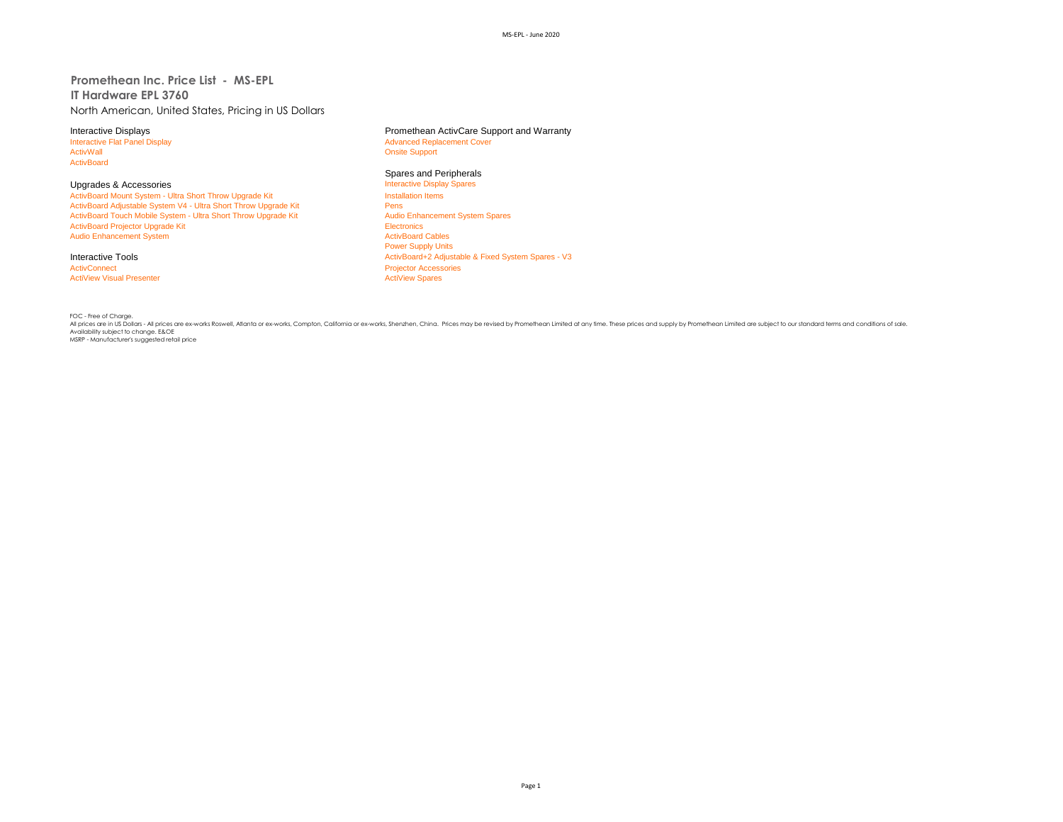# Promethean Inc. Price List - MS-EPL

## IT Hardware EPL 3760

North American, United States, Pricing in US Dollars

### Interactive Displays

- Interactive Flat Panel Display
- ActivWall
- ActivBoard

### Upgrades & Accessories

- ActivBoard Mount System - Ultra Short Throw Upgrade Kit
- ActivBoard Adjustable System V4 - Ultra Short Throw Upgrade Kit
- ActivBoard Touch Mobile System - Ultra Short Throw Upgrade Kit
- ActivBoard Projector Upgrade Kit
- Audio Enhancement System

### Interactive Tools

- ActivConnect
- ActiView Visual Presenter

### Promethean ActivCare Support and Warranty

- Advanced Replacement Cover
- Onsite Support

### Spares and Peripherals

- Interactive Display Spares
- Installation Items
- Pens
- Audio Enhancement System Spares
- Electronics
- ActivBoard Cables
- Power Supply Units
- ActivBoard+2 Adjustable & Fixed System Spares - V3
- Projector Accessories
- ActiView Spares

FOC - Free of Charge.
All prices are in US Dollars - All prices are ex-works Roswell, Atlanta or ex-works, Compton, California or ex-works, Shenzhen, China. Prices may be revised by Promethean Limited at any time. These prices and supply by Promethean Limited are subject to our standard terms and conditions of sale.
Availability subject to change. E&OE
MSRP - Manufacturer's suggested retail price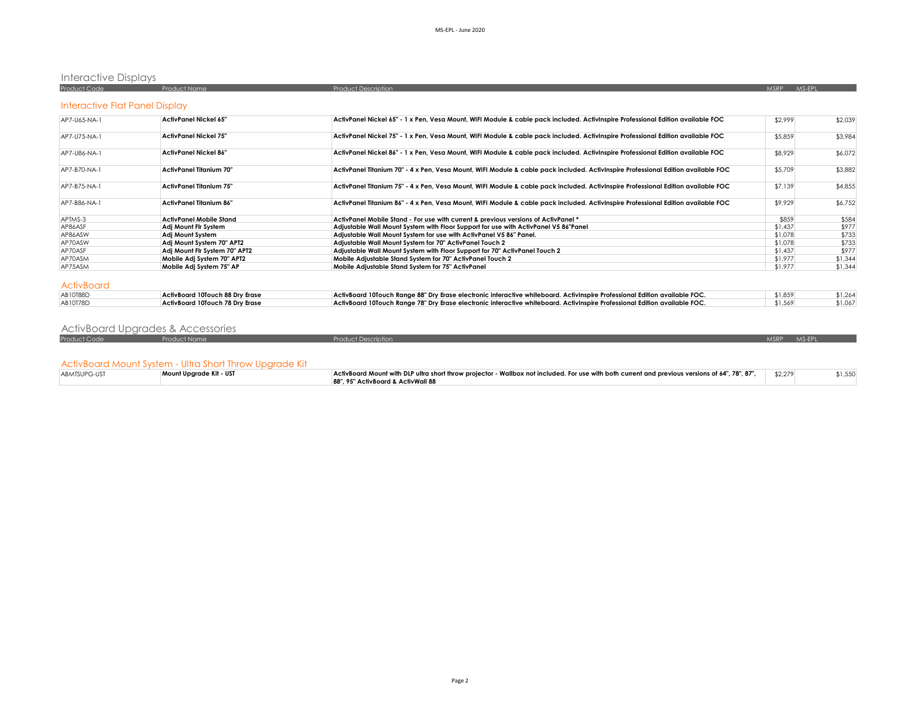## Interactive Displays

| Product Code | Product Name | Product Description | MSRP | MS-EPL |
|---|---|---|---|---|

### Interactive Flat Panel Display

| Product Code | Product Name | Product Description | MSRP | MS-EPL |
|---|---|---|---|---|
| AP7-U65-NA-1 | **ActivPanel Nickel 65"** | **ActivPanel Nickel 65" - 1 x Pen, Vesa Mount, WIFI Module & cable pack included. ActivInspire Professional Edition available FOC** | $2,999 | $2,039 |
| AP7-U75-NA-1 | **ActivPanel Nickel 75"** | **ActivPanel Nickel 75" - 1 x Pen, Vesa Mount, WIFI Module & cable pack included. ActivInspire Professional Edition available FOC** | $5,859 | $3,984 |
| AP7-U86-NA-1 | **ActivPanel Nickel 86"** | **ActivPanel Nickel 86" - 1 x Pen, Vesa Mount, WIFI Module & cable pack included. ActivInspire Professional Edition available FOC** | $8,929 | $6,072 |
| AP7-B70-NA-1 | **ActivPanel Titanium 70"** | **ActivPanel Titanium 70" - 4 x Pen, Vesa Mount, WIFI Module & cable pack included. ActivInspire Professional Edition available FOC** | $5,709 | $3,882 |
| AP7-B75-NA-1 | **ActivPanel Titanium 75"** | **ActivPanel Titanium 75" - 4 x Pen, Vesa Mount, WIFI Module & cable pack included. ActivInspire Professional Edition available FOC** | $7,139 | $4,855 |
| AP7-B86-NA-1 | **ActivPanel Titanium 86"** | **ActivPanel Titanium 86" - 4 x Pen, Vesa Mount, WIFI Module & cable pack included. ActivInspire Professional Edition available FOC** | $9,929 | $6,752 |
| APTMS-3 | **ActivPanel Mobile Stand** | **ActivPanel Mobile Stand - For use with current & previous versions of ActivPanel \*** | $859 | $584 |
| AP86ASF | **Adj Mount Flr System** | **Adjustable Wall Mount System with Floor Support for use with ActivPanel V5 86"Panel** | $1,437 | $977 |
| AP86ASW | **Adj Mount System** | **Adjustable Wall Mount System for use with ActivPanel V5 86" Panel.** | $1,078 | $733 |
| AP70ASW | **Adj Mount System 70" APT2** | **Adjustable Wall Mount System for 70" ActivPanel Touch 2** | $1,078 | $733 |
| AP70ASF | **Adj Mount Flr System 70" APT2** | **Adjustable Wall Mount System with Floor Support for 70" ActivPanel Touch 2** | $1,437 | $977 |
| AP70ASM | **Mobile Adj System 70" APT2** | **Mobile Adjustable Stand System for 70" ActivPanel Touch 2** | $1,977 | $1,344 |
| AP75ASM | **Mobile Adj System 75" AP** | **Mobile Adjustable Stand System for 75" ActivPanel** | $1,977 | $1,344 |

### ActivBoard

| Product Code | Product Name | Product Description | MSRP | MS-EPL |
|---|---|---|---|---|
| AB10T88D | **ActivBoard 10Touch 88 Dry Erase** | **ActivBoard 10Touch Range 88" Dry Erase electronic interactive whiteboard. ActivInspire Professional Edition available FOC.** | $1,859 | $1,264 |
| AB10T78D | **ActivBoard 10Touch 78 Dry Erase** | **ActivBoard 10Touch Range 78" Dry Erase electronic interactive whiteboard. ActivInspire Professional Edition available FOC.** | $1,569 | $1,067 |

## ActivBoard Upgrades & Accessories

| Product Code | Product Name | Product Description | MSRP | MS-EPL |
|---|---|---|---|---|

### ActivBoard Mount System - Ultra Short Throw Upgrade Kit

| Product Code | Product Name | Product Description | MSRP | MS-EPL |
|---|---|---|---|---|
| ABMTSUPG-UST | **Mount Upgrade Kit - UST** | **ActivBoard Mount with DLP ultra short throw projector - Wallbox not included. For use with both current and previous versions of 64", 78", 87", 88", 95" ActivBoard & ActivWall 88** | $2,279 | $1,550 |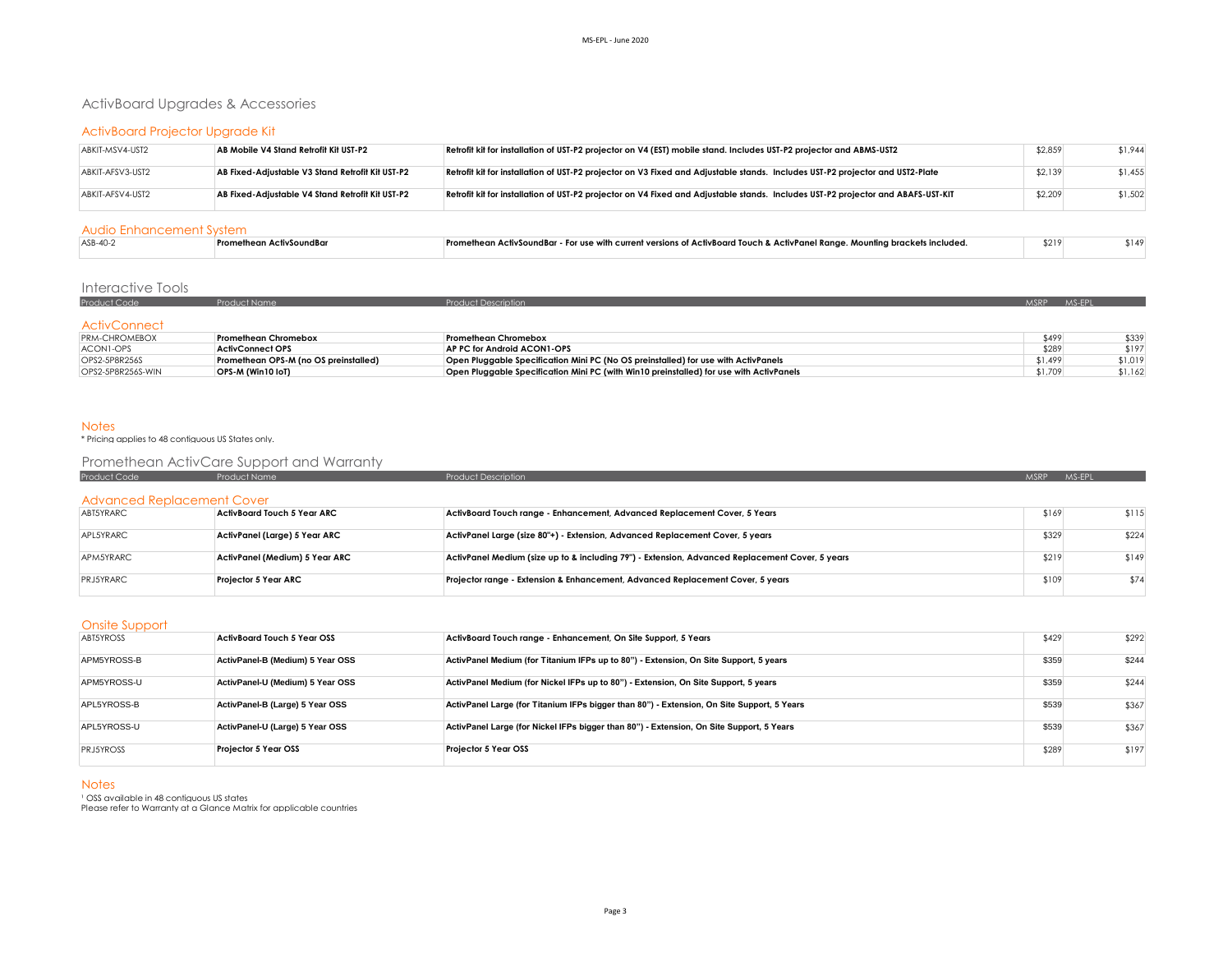# ActivBoard Upgrades & Accessories

## ActivBoard Projector Upgrade Kit

| Product Code | Product Name | Product Description | MSRP | MS-EPL |
|---|---|---|---|---|
| ABKIT-MSV4-UST2 | **AB Mobile V4 Stand Retrofit Kit UST-P2** | **Retrofit kit for installation of UST-P2 projector on V4 (EST) mobile stand. Includes UST-P2 projector and ABMS-UST2** | $2,859 | $1,944 |
| ABKIT-AFSV3-UST2 | **AB Fixed-Adjustable V3 Stand Retrofit Kit UST-P2** | **Retrofit kit for installation of UST-P2 projector on V3 Fixed and Adjustable stands. Includes UST-P2 projector and UST2-Plate** | $2,139 | $1,455 |
| ABKIT-AFSV4-UST2 | **AB Fixed-Adjustable V4 Stand Retrofit Kit UST-P2** | **Retrofit kit for installation of UST-P2 projector on V4 Fixed and Adjustable stands. Includes UST-P2 projector and ABAFS-UST-KIT** | $2,209 | $1,502 |

## Audio Enhancement System

| Product Code | Product Name | Product Description | MSRP | MS-EPL |
|---|---|---|---|---|
| ASB-40-2 | **Promethean ActivSoundBar** | **Promethean ActivSoundBar - For use with current versions of ActivBoard Touch & ActivPanel Range. Mounting brackets included.** | $219 | $149 |

# Interactive Tools

## ActivConnect

| Product Code | Product Name | Product Description | MSRP | MS-EPL |
|---|---|---|---|---|
| PRM-CHROMEBOX | **Promethean Chromebox** | **Promethean Chromebox** | $499 | $339 |
| ACON1-OPS | **ActivConnect OPS** | **AP PC for Android ACON1-OPS** | $289 | $197 |
| OPS2-5P8R256S | **Promethean OPS-M (no OS preinstalled)** | **Open Pluggable Specification Mini PC (No OS preinstalled) for use with ActivPanels** | $1,499 | $1,019 |
| OPS2-5P8R256S-WIN | **OPS-M (Win10 IoT)** | **Open Pluggable Specification Mini PC (with Win10 preinstalled) for use with ActivPanels** | $1,709 | $1,162 |

## Notes

* Pricing applies to 48 contiguous US States only.

# Promethean ActivCare Support and Warranty

## Advanced Replacement Cover

| Product Code | Product Name | Product Description | MSRP | MS-EPL |
|---|---|---|---|---|
| ABT5YRARC | **ActivBoard Touch 5 Year ARC** | **ActivBoard Touch range - Enhancement, Advanced Replacement Cover, 5 Years** | $169 | $115 |
| APL5YRARC | **ActivPanel (Large) 5 Year ARC** | **ActivPanel Large (size 80"+) - Extension, Advanced Replacement Cover, 5 years** | $329 | $224 |
| APM5YRARC | **ActivPanel (Medium) 5 Year ARC** | **ActivPanel Medium (size up to & including 79") - Extension, Advanced Replacement Cover, 5 years** | $219 | $149 |
| PRJ5YRARC | **Projector 5 Year ARC** | **Projector range - Extension & Enhancement, Advanced Replacement Cover, 5 years** | $109 | $74 |

## Onsite Support

| Product Code | Product Name | Product Description | MSRP | MS-EPL |
|---|---|---|---|---|
| ABT5YROSS | **ActivBoard Touch 5 Year OSS** | **ActivBoard Touch range - Enhancement, On Site Support, 5 Years** | $429 | $292 |
| APM5YROSS-B | **ActivPanel-B (Medium) 5 Year OSS** | **ActivPanel Medium (for Titanium IFPs up to 80") - Extension, On Site Support, 5 years** | $359 | $244 |
| APM5YROSS-U | **ActivPanel-U (Medium) 5 Year OSS** | **ActivPanel Medium (for Nickel IFPs up to 80") - Extension, On Site Support, 5 years** | $359 | $244 |
| APL5YROSS-B | **ActivPanel-B (Large) 5 Year OSS** | **ActivPanel Large (for Titanium IFPs bigger than 80") - Extension, On Site Support, 5 Years** | $539 | $367 |
| APL5YROSS-U | **ActivPanel-U (Large) 5 Year OSS** | **ActivPanel Large (for Nickel IFPs bigger than 80") - Extension, On Site Support, 5 Years** | $539 | $367 |
| PRJ5YROSS | **Projector 5 Year OSS** | **Projector 5 Year OSS** | $289 | $197 |

## Notes

[1] OSS available in 48 contiguous US states
Please refer to Warranty at a Glance Matrix for applicable countries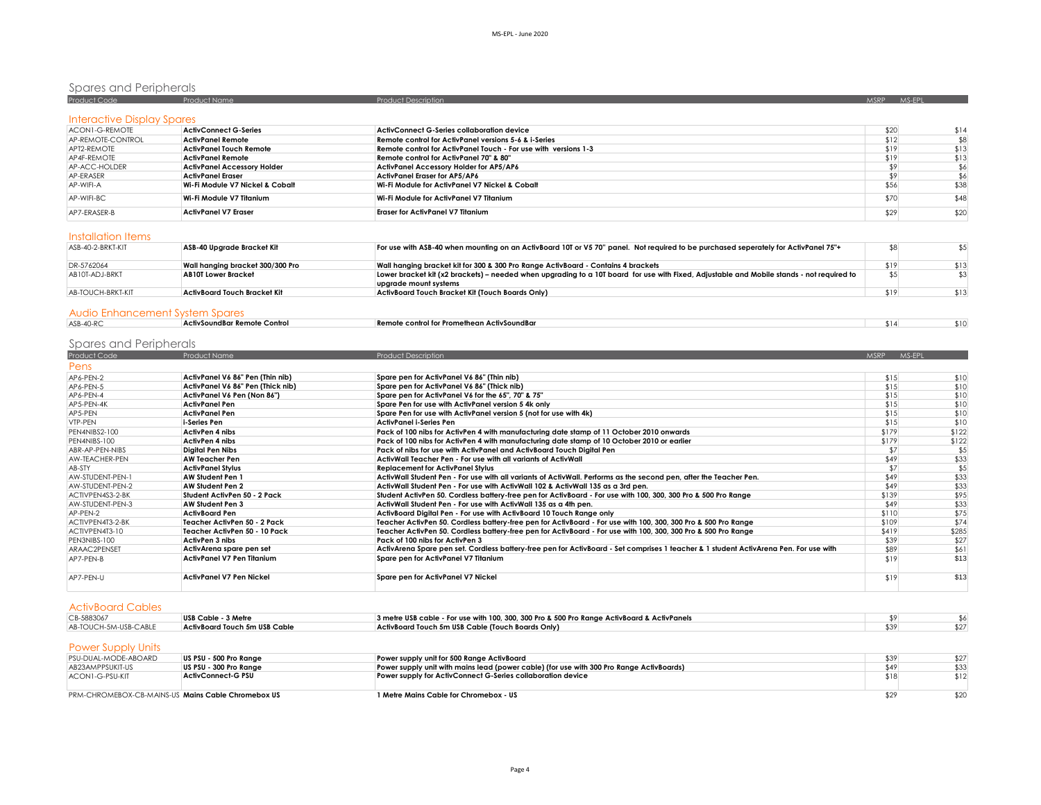## Spares and Peripherals

| Product Code | Product Name | Product Description | MSRP | MS-EPL |
|---|---|---|---|---|
| **Interactive Display Spares** | | | | |
| ACON1-G-REMOTE | **ActivConnect G-Series** | **ActivConnect G-Series collaboration device** | $20 | $14 |
| AP-REMOTE-CONTROL | **ActivPanel Remote** | **Remote control for ActivPanel versions 5-6 & i-Series** | $12 | $8 |
| APT2-REMOTE | **ActivPanel Touch Remote** | **Remote control for ActivPanel Touch - For use with versions 1-3** | $19 | $13 |
| AP4F-REMOTE | **ActivPanel Remote** | **Remote control for ActivPanel 70" & 80"** | $19 | $13 |
| AP-ACC-HOLDER | **ActivPanel Accessory Holder** | **ActivPanel Accessory Holder for AP5/AP6** | $9 | $6 |
| AP-ERASER | **ActivPanel Eraser** | **ActivPanel Eraser for AP5/AP6** | $9 | $6 |
| AP-WIFI-A | **Wi-Fi Module V7 Nickel & Cobalt** | **Wi-Fi Module for ActivPanel V7 Nickel & Cobalt** | $56 | $38 |
| AP-WIFI-BC | **Wi-Fi Module V7 Titanium** | **Wi-Fi Module for ActivPanel V7 Titanium** | $70 | $48 |
| AP7-ERASER-B | **ActivPanel V7 Eraser** | **Eraser for ActivPanel V7 Titanium** | $29 | $20 |
| **Installation Items** | | | | |
| ASB-40-2-BRKT-KIT | **ASB-40 Upgrade Bracket Kit** | **For use with ASB-40 when mounting on an ActivBoard 10T or V5 70" panel. Not required to be purchased seperately for ActivPanel 75"+** | $8 | $5 |
| DR-5762064 | **Wall hanging bracket 300/300 Pro** | **Wall hanging bracket kit for 300 & 300 Pro Range ActivBoard - Contains 4 brackets** | $19 | $13 |
| AB10T-ADJ-BRKT | **AB10T Lower Bracket** | **Lower bracket kit (x2 brackets) – needed when upgrading to a 10T board for use with Fixed, Adjustable and Mobile stands - not required to upgrade mount systems** | $5 | $3 |
| AB-TOUCH-BRKT-KIT | **ActivBoard Touch Bracket Kit** | **ActivBoard Touch Bracket Kit (Touch Boards Only)** | $19 | $13 |
| **Audio Enhancement System Spares** | | | | |
| ASB-40-RC | **ActivSoundBar Remote Control** | **Remote control for Promethean ActivSoundBar** | $14 | $10 |

## Spares and Peripherals

| Product Code | Product Name | Product Description | MSRP | MS-EPL |
|---|---|---|---|---|
| **Pens** | | | | |
| AP6-PEN-2 | **ActivPanel V6 86" Pen (Thin nib)** | **Spare pen for ActivPanel V6 86" (Thin nib)** | $15 | $10 |
| AP6-PEN-5 | **ActivPanel V6 86" Pen (Thick nib)** | **Spare pen for ActivPanel V6 86" (Thick nib)** | $15 | $10 |
| AP6-PEN-4 | **ActivPanel V6 Pen (Non 86")** | **Spare pen for ActivPanel V6 for the 65", 70" & 75"** | $15 | $10 |
| AP5-PEN-4K | **ActivPanel Pen** | **Spare Pen for use with ActivPanel version 5 4k only** | $15 | $10 |
| AP5-PEN | **ActivPanel Pen** | **Spare Pen for use with ActivPanel version 5 (not for use with 4k)** | $15 | $10 |
| VTP-PEN | **i-Series Pen** | **ActivPanel i-Series Pen** | $15 | $10 |
| PEN4NIBS2-100 | **ActivPen 4 nibs** | **Pack of 100 nibs for ActivPen 4 with manufacturing date stamp of 11 October 2010 onwards** | $179 | $122 |
| PEN4NIBS-100 | **ActivPen 4 nibs** | **Pack of 100 nibs for ActivPen 4 with manufacturing date stamp of 10 October 2010 or earlier** | $179 | $122 |
| ABR-AP-PEN-NIBS | **Digital Pen Nibs** | **Pack of nibs for use with ActivPanel and ActivBoard Touch Digital Pen** | $7 | $5 |
| AW-TEACHER-PEN | **AW Teacher Pen** | **ActivWall Teacher Pen - For use with all variants of ActivWall** | $49 | $33 |
| AB-STY | **ActivPanel Stylus** | **Replacement for ActivPanel Stylus** | $7 | $5 |
| AW-STUDENT-PEN-1 | **AW Student Pen 1** | **ActivWall Student Pen - For use with all variants of ActivWall. Performs as the second pen, after the Teacher Pen.** | $49 | $33 |
| AW-STUDENT-PEN-2 | **AW Student Pen 2** | **ActivWall Student Pen - For use with ActivWall 102 & ActivWall 135 as a 3rd pen.** | $49 | $33 |
| ACTIVPEN4S3-2-BK | **Student ActivPen 50 - 2 Pack** | **Student ActivPen 50. Cordless battery-free pen for ActivBoard - For use with 100, 300, 300 Pro & 500 Pro Range** | $139 | $95 |
| AW-STUDENT-PEN-3 | **AW Student Pen 3** | **ActivWall Student Pen - For use with ActivWall 135 as a 4th pen.** | $49 | $33 |
| AP-PEN-2 | **ActivBoard Pen** | **ActivBoard Digital Pen - For use with ActivBoard 10 Touch Range only** | $110 | $75 |
| ACTIVPEN4T3-2-BK | **Teacher ActivPen 50 - 2 Pack** | **Teacher ActivPen 50. Cordless battery-free pen for ActivBoard - For use with 100, 300, 300 Pro & 500 Pro Range** | $109 | $74 |
| ACTIVPEN4T3-10 | **Teacher ActivPen 50 - 10 Pack** | **Teacher ActivPen 50. Cordless battery-free pen for ActivBoard - For use with 100, 300, 300 Pro & 500 Pro Range** | $419 | $285 |
| PEN3NIBS-100 | **ActivPen 3 nibs** | **Pack of 100 nibs for ActivPen 3** | $39 | $27 |
| ARAAC2PENSET | **ActivArena spare pen set** | **ActivArena Spare pen set. Cordless battery-free pen for ActivBoard - Set comprises 1 teacher & 1 student ActivArena Pen. For use with** | $89 | $61 |
| AP7-PEN-B | **ActivPanel V7 Pen Titanium** | **Spare pen for ActivPanel V7 Titanium** | $19 | $13 |
| AP7-PEN-U | **ActivPanel V7 Pen Nickel** | **Spare pen for ActivPanel V7 Nickel** | $19 | $13 |
| **ActivBoard Cables** | | | | |
| CB-5883067 | **USB Cable - 3 Metre** | **3 metre USB cable - For use with 100, 300, 300 Pro & 500 Pro Range ActivBoard & ActivPanels** | $9 | $6 |
| AB-TOUCH-5M-USB-CABLE | **ActivBoard Touch 5m USB Cable** | **ActivBoard Touch 5m USB Cable (Touch Boards Only)** | $39 | $27 |
| **Power Supply Units** | | | | |
| PSU-DUAL-MODE-ABOARD | **US PSU - 500 Pro Range** | **Power supply unit for 500 Range ActivBoard** | $39 | $27 |
| AB23AMPPSUKIT-US | **US PSU - 300 Pro Range** | **Power supply unit with mains lead (power cable) (for use with 300 Pro Range ActivBoards)** | $49 | $33 |
| ACON1-G-PSU-KIT | **ActivConnect-G PSU** | **Power supply for ActivConnect G-Series collaboration device** | $18 | $12 |
| PRM-CHROMEBOX-CB-MAINS-US | **Mains Cable Chromebox US** | **1 Metre Mains Cable for Chromebox - US** | $29 | $20 |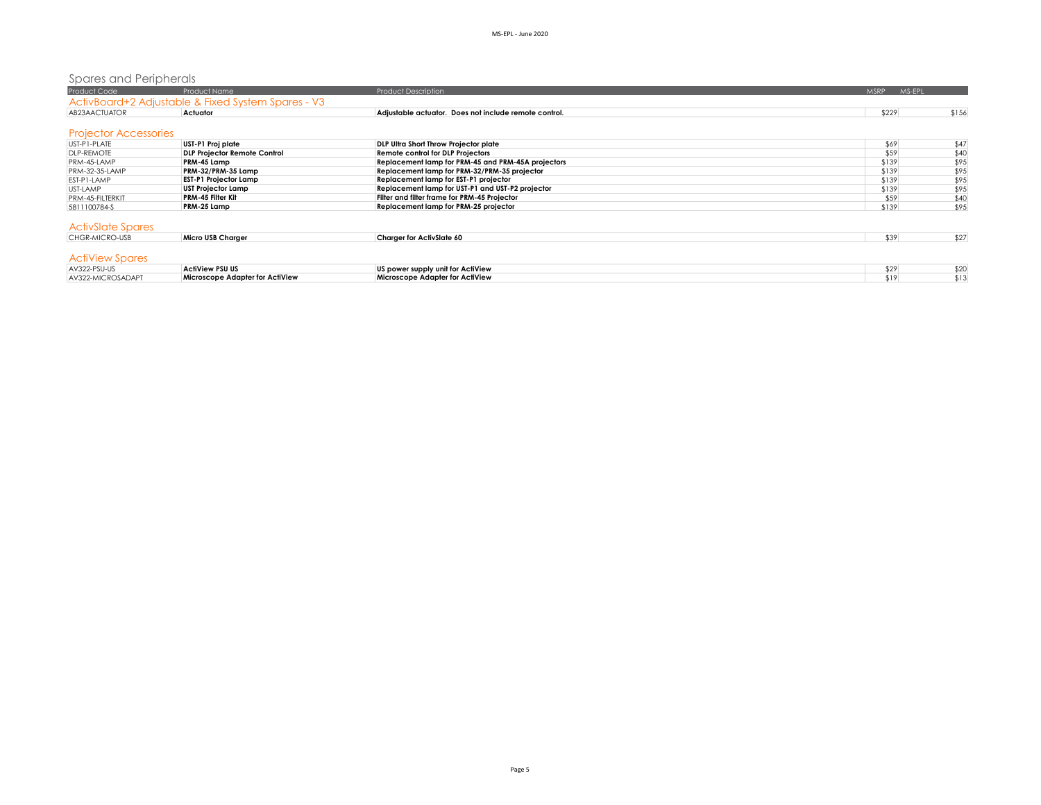# Spares and Peripherals

| Product Code | Product Name | Product Description | MSRP | MS-EPL |
|---|---|---|---|---|
| **ActivBoard+2 Adjustable & Fixed System Spares - V3** | | | | |
| AB23AACTUATOR | **Actuator** | **Adjustable actuator. Does not include remote control.** | $229 | $156 |
| **Projector Accessories** | | | | |
| UST-P1-PLATE | **UST-P1 Proj plate** | **DLP Ultra Short Throw Projector plate** | $69 | $47 |
| DLP-REMOTE | **DLP Projector Remote Control** | **Remote control for DLP Projectors** | $59 | $40 |
| PRM-45-LAMP | **PRM-45 Lamp** | **Replacement lamp for PRM-45 and PRM-45A projectors** | $139 | $95 |
| PRM-32-35-LAMP | **PRM-32/PRM-35 Lamp** | **Replacement lamp for PRM-32/PRM-35 projector** | $139 | $95 |
| EST-P1-LAMP | **EST-P1 Projector Lamp** | **Replacement lamp for EST-P1 projector** | $139 | $95 |
| UST-LAMP | **UST Projector Lamp** | **Replacement lamp for UST-P1 and UST-P2 projector** | $139 | $95 |
| PRM-45-FILTERKIT | **PRM-45 Filter Kit** | **Filter and filter frame for PRM-45 Projector** | $59 | $40 |
| 5811100784-S | **PRM-25 Lamp** | **Replacement lamp for PRM-25 projector** | $139 | $95 |
| **ActivSlate Spares** | | | | |
| CHGR-MICRO-USB | **Micro USB Charger** | **Charger for ActivSlate 60** | $39 | $27 |
| **ActiView Spares** | | | | |
| AV322-PSU-US | **ActiView PSU US** | **US power supply unit for ActiView** | $29 | $20 |
| AV322-MICROSADAPT | **Microscope Adapter for ActiView** | **Microscope Adapter for ActiView** | $19 | $13 |